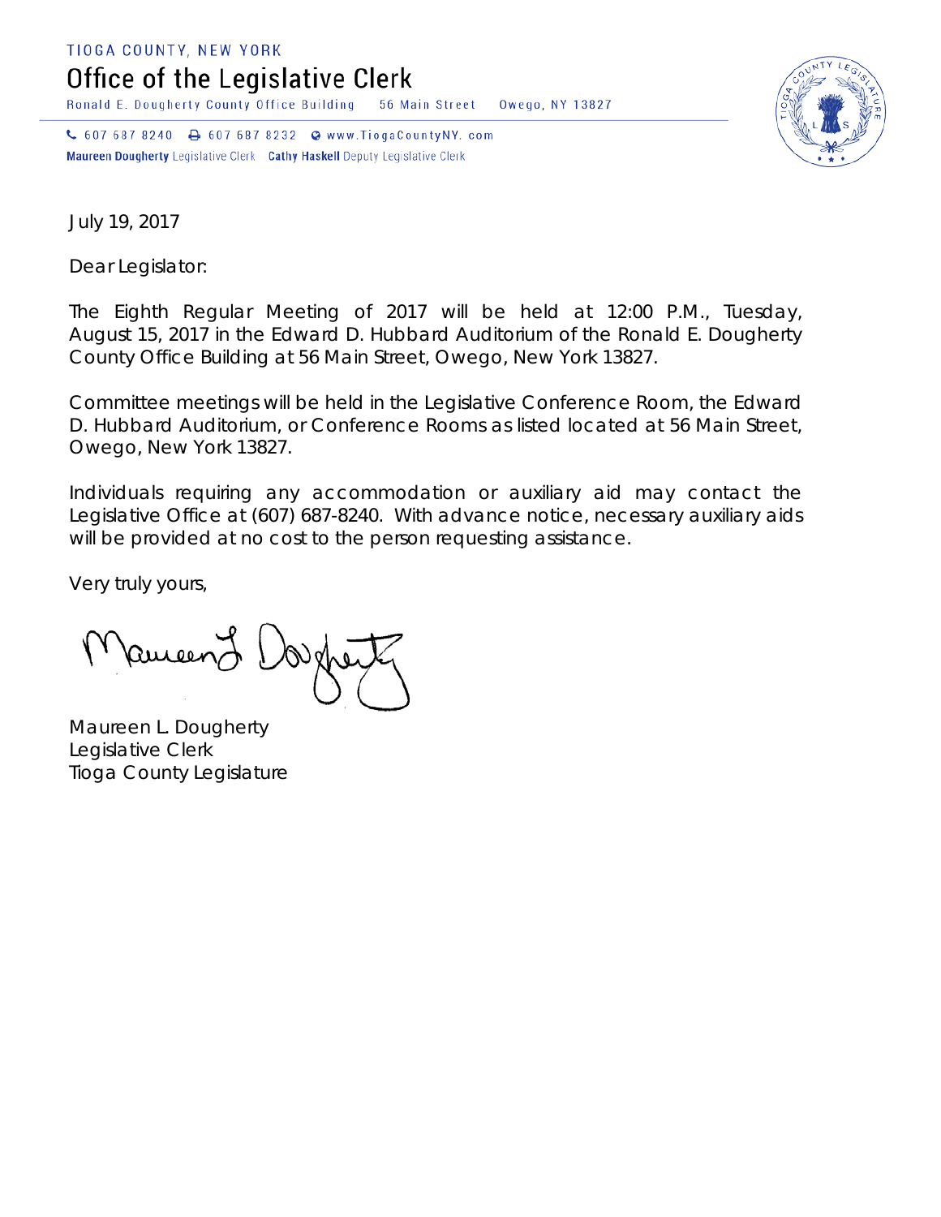TIOGA COUNTY, NEW YORK

# Office of the Legislative Clerk

Ronald E. Dougherty County Office Building    56 Main Street    Owego, NY 13827

607 687 8240    607 687 8232    www.TiogaCountyNY. com

**Maureen Dougherty** Legislative Clerk    **Cathy Haskell** Deputy Legislative Clerk

July 19, 2017

Dear Legislator:

The Eighth Regular Meeting of 2017 will be held at 12:00 P.M., Tuesday, August 15, 2017 in the Edward D. Hubbard Auditorium of the Ronald E. Dougherty County Office Building at 56 Main Street, Owego, New York 13827.

Committee meetings will be held in the Legislative Conference Room, the Edward D. Hubbard Auditorium, or Conference Rooms as listed located at 56 Main Street, Owego, New York 13827.

Individuals requiring any accommodation or auxiliary aid may contact the Legislative Office at (607) 687-8240. With advance notice, necessary auxiliary aids will be provided at no cost to the person requesting assistance.

Very truly yours,

Maureen L. Dougherty
Legislative Clerk
Tioga County Legislature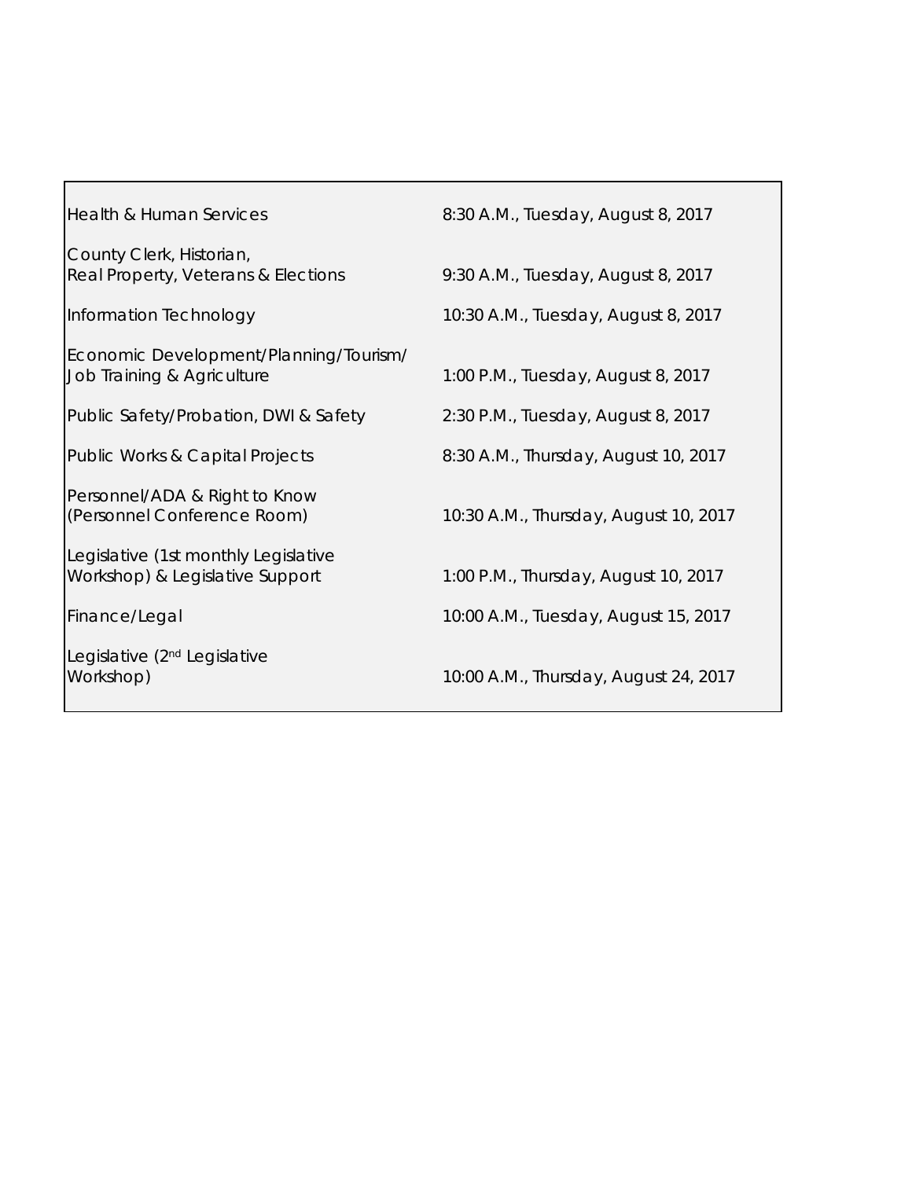| | |
|---|---|
| Health & Human Services | 8:30 A.M., Tuesday, August 8, 2017 |
| County Clerk, Historian, Real Property, Veterans & Elections | 9:30 A.M., Tuesday, August 8, 2017 |
| Information Technology | 10:30 A.M., Tuesday, August 8, 2017 |
| Economic Development/Planning/Tourism/ Job Training & Agriculture | 1:00 P.M., Tuesday, August 8, 2017 |
| Public Safety/Probation, DWI & Safety | 2:30 P.M., Tuesday, August 8, 2017 |
| Public Works & Capital Projects | 8:30 A.M., Thursday, August 10, 2017 |
| Personnel/ADA & Right to Know (Personnel Conference Room) | 10:30 A.M., Thursday, August 10, 2017 |
| Legislative (1st monthly Legislative Workshop) & Legislative Support | 1:00 P.M., Thursday, August 10, 2017 |
| Finance/Legal | 10:00 A.M., Tuesday, August 15, 2017 |
| Legislative (2nd Legislative Workshop) | 10:00 A.M., Thursday, August 24, 2017 |